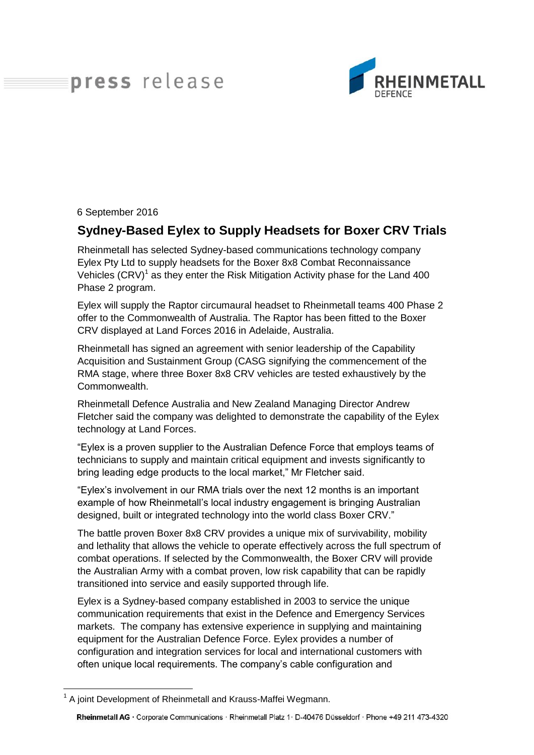press release

RHEINMETALL DEFENCE

6 September 2016

## Sydney-Based Eylex to Supply Headsets for Boxer CRV Trials

Rheinmetall has selected Sydney-based communications technology company Eylex Pty Ltd to supply headsets for the Boxer 8x8 Combat Reconnaissance Vehicles (CRV)[1] as they enter the Risk Mitigation Activity phase for the Land 400 Phase 2 program.

Eylex will supply the Raptor circumaural headset to Rheinmetall teams 400 Phase 2 offer to the Commonwealth of Australia. The Raptor has been fitted to the Boxer CRV displayed at Land Forces 2016 in Adelaide, Australia.

Rheinmetall has signed an agreement with senior leadership of the Capability Acquisition and Sustainment Group (CASG signifying the commencement of the RMA stage, where three Boxer 8x8 CRV vehicles are tested exhaustively by the Commonwealth.

Rheinmetall Defence Australia and New Zealand Managing Director Andrew Fletcher said the company was delighted to demonstrate the capability of the Eylex technology at Land Forces.

“Eylex is a proven supplier to the Australian Defence Force that employs teams of technicians to supply and maintain critical equipment and invests significantly to bring leading edge products to the local market,” Mr Fletcher said.

“Eylex’s involvement in our RMA trials over the next 12 months is an important example of how Rheinmetall’s local industry engagement is bringing Australian designed, built or integrated technology into the world class Boxer CRV.”

The battle proven Boxer 8x8 CRV provides a unique mix of survivability, mobility and lethality that allows the vehicle to operate effectively across the full spectrum of combat operations. If selected by the Commonwealth, the Boxer CRV will provide the Australian Army with a combat proven, low risk capability that can be rapidly transitioned into service and easily supported through life.

Eylex is a Sydney-based company established in 2003 to service the unique communication requirements that exist in the Defence and Emergency Services markets. The company has extensive experience in supplying and maintaining equipment for the Australian Defence Force. Eylex provides a number of configuration and integration services for local and international customers with often unique local requirements. The company’s cable configuration and

[1] A joint Development of Rheinmetall and Krauss-Maffei Wegmann.

**Rheinmetall AG** · Corporate Communications · Rheinmetall Platz 1 · D-40476 Düsseldorf · Phone +49 211 473-4320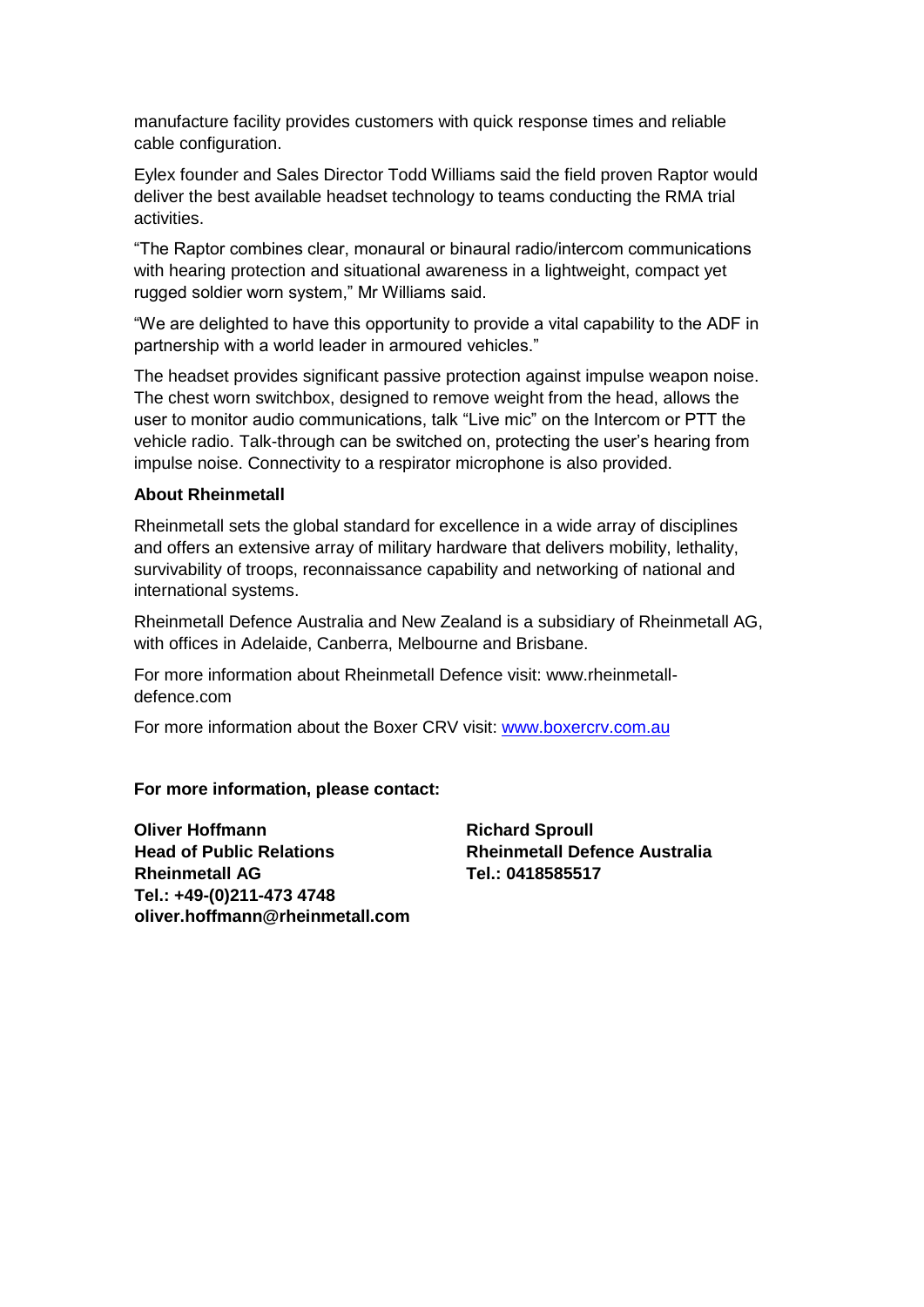manufacture facility provides customers with quick response times and reliable cable configuration.

Eylex founder and Sales Director Todd Williams said the field proven Raptor would deliver the best available headset technology to teams conducting the RMA trial activities.

"The Raptor combines clear, monaural or binaural radio/intercom communications with hearing protection and situational awareness in a lightweight, compact yet rugged soldier worn system," Mr Williams said.

"We are delighted to have this opportunity to provide a vital capability to the ADF in partnership with a world leader in armoured vehicles."

The headset provides significant passive protection against impulse weapon noise. The chest worn switchbox, designed to remove weight from the head, allows the user to monitor audio communications, talk "Live mic" on the Intercom or PTT the vehicle radio. Talk-through can be switched on, protecting the user's hearing from impulse noise. Connectivity to a respirator microphone is also provided.

**About Rheinmetall**

Rheinmetall sets the global standard for excellence in a wide array of disciplines and offers an extensive array of military hardware that delivers mobility, lethality, survivability of troops, reconnaissance capability and networking of national and international systems.

Rheinmetall Defence Australia and New Zealand is a subsidiary of Rheinmetall AG, with offices in Adelaide, Canberra, Melbourne and Brisbane.

For more information about Rheinmetall Defence visit: www.rheinmetall-defence.com

For more information about the Boxer CRV visit: [www.boxercrv.com.au](www.boxercrv.com.au)

**For more information, please contact:**

**Oliver Hoffmann**
**Head of Public Relations**
**Rheinmetall AG**
**Tel.: +49-(0)211-473 4748**
**oliver.hoffmann@rheinmetall.com**

**Richard Sproull**
**Rheinmetall Defence Australia**
**Tel.: 0418585517**